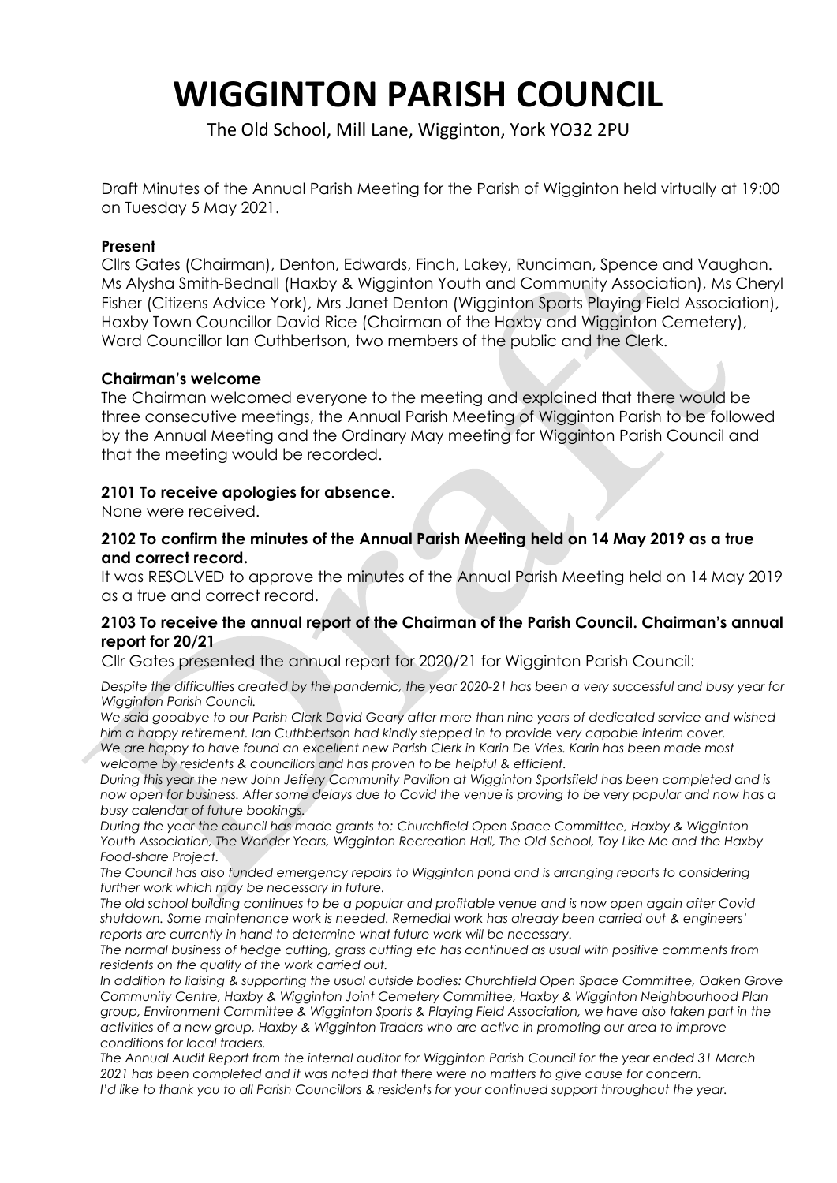# WIGGINTON PARISH COUNCIL

The Old School, Mill Lane, Wigginton, York YO32 2PU

Draft Minutes of the Annual Parish Meeting for the Parish of Wigginton held virtually at 19:00 on Tuesday 5 May 2021.

**Present**

Cllrs Gates (Chairman), Denton, Edwards, Finch, Lakey, Runciman, Spence and Vaughan. Ms Alysha Smith-Bednall (Haxby & Wigginton Youth and Community Association), Ms Cheryl Fisher (Citizens Advice York), Mrs Janet Denton (Wigginton Sports Playing Field Association), Haxby Town Councillor David Rice (Chairman of the Haxby and Wigginton Cemetery), Ward Councillor Ian Cuthbertson, two members of the public and the Clerk.

**Chairman's welcome**

The Chairman welcomed everyone to the meeting and explained that there would be three consecutive meetings, the Annual Parish Meeting of Wigginton Parish to be followed by the Annual Meeting and the Ordinary May meeting for Wigginton Parish Council and that the meeting would be recorded.

**2101 To receive apologies for absence**.

None were received.

**2102 To confirm the minutes of the Annual Parish Meeting held on 14 May 2019 as a true and correct record.**

It was RESOLVED to approve the minutes of the Annual Parish Meeting held on 14 May 2019 as a true and correct record.

**2103 To receive the annual report of the Chairman of the Parish Council. Chairman's annual report for 20/21**

Cllr Gates presented the annual report for 2020/21 for Wigginton Parish Council:

*Despite the difficulties created by the pandemic, the year 2020-21 has been a very successful and busy year for Wigginton Parish Council.*

*We said goodbye to our Parish Clerk David Geary after more than nine years of dedicated service and wished him a happy retirement. Ian Cuthbertson had kindly stepped in to provide very capable interim cover.*

*We are happy to have found an excellent new Parish Clerk in Karin De Vries. Karin has been made most welcome by residents & councillors and has proven to be helpful & efficient.*

*During this year the new John Jeffery Community Pavilion at Wigginton Sportsfield has been completed and is now open for business. After some delays due to Covid the venue is proving to be very popular and now has a busy calendar of future bookings.*

*During the year the council has made grants to: Churchfield Open Space Committee, Haxby & Wigginton Youth Association, The Wonder Years, Wigginton Recreation Hall, The Old School, Toy Like Me and the Haxby Food-share Project.*

*The Council has also funded emergency repairs to Wigginton pond and is arranging reports to considering further work which may be necessary in future.*

*The old school building continues to be a popular and profitable venue and is now open again after Covid shutdown. Some maintenance work is needed. Remedial work has already been carried out & engineers' reports are currently in hand to determine what future work will be necessary.*

*The normal business of hedge cutting, grass cutting etc has continued as usual with positive comments from residents on the quality of the work carried out.*

*In addition to liaising & supporting the usual outside bodies: Churchfield Open Space Committee, Oaken Grove Community Centre, Haxby & Wigginton Joint Cemetery Committee, Haxby & Wigginton Neighbourhood Plan group, Environment Committee & Wigginton Sports & Playing Field Association, we have also taken part in the activities of a new group, Haxby & Wigginton Traders who are active in promoting our area to improve conditions for local traders.*

*The Annual Audit Report from the internal auditor for Wigginton Parish Council for the year ended 31 March 2021 has been completed and it was noted that there were no matters to give cause for concern.*

*I'd like to thank you to all Parish Councillors & residents for your continued support throughout the year.*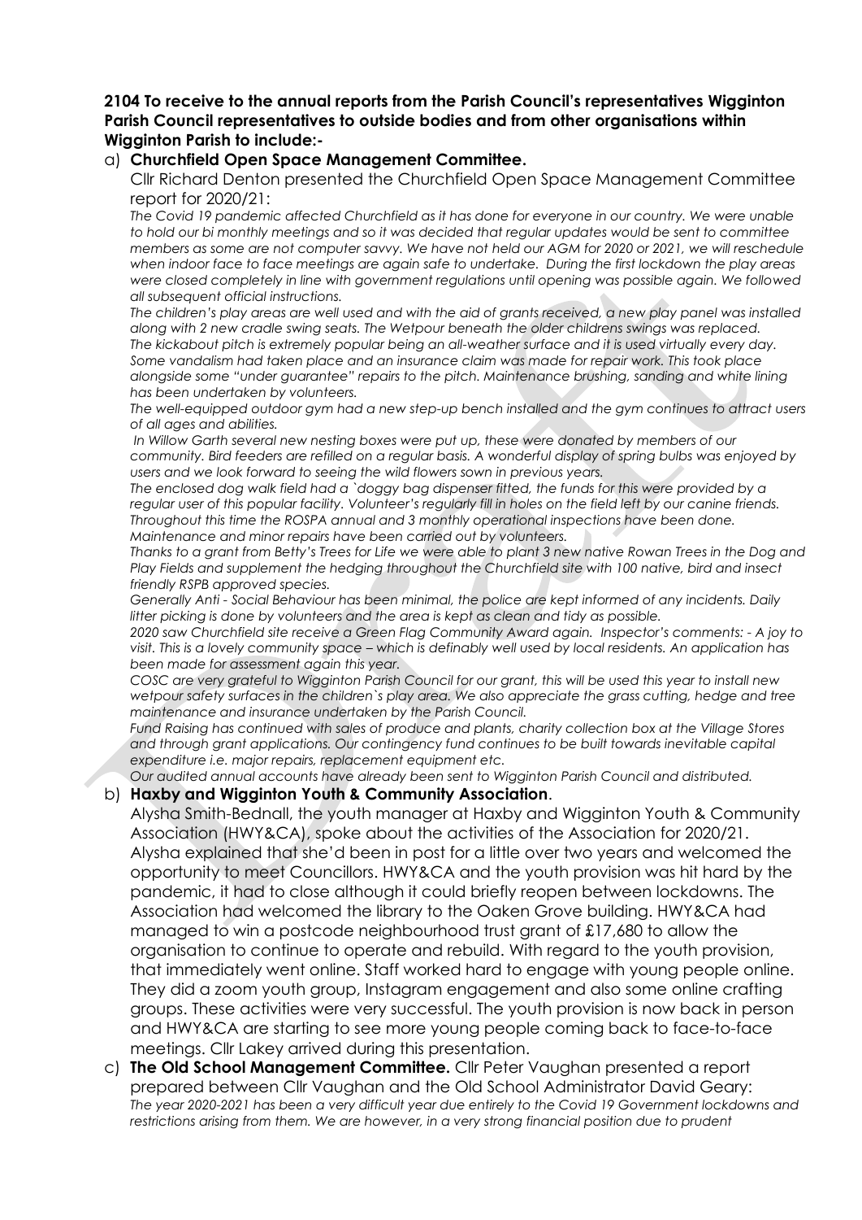**2104 To receive to the annual reports from the Parish Council's representatives Wigginton Parish Council representatives to outside bodies and from other organisations within Wigginton Parish to include:-**

a) **Churchfield Open Space Management Committee.**

Cllr Richard Denton presented the Churchfield Open Space Management Committee report for 2020/21:

*The Covid 19 pandemic affected Churchfield as it has done for everyone in our country. We were unable to hold our bi monthly meetings and so it was decided that regular updates would be sent to committee members as some are not computer savvy. We have not held our AGM for 2020 or 2021, we will reschedule when indoor face to face meetings are again safe to undertake. During the first lockdown the play areas were closed completely in line with government regulations until opening was possible again. We followed all subsequent official instructions.*

*The children's play areas are well used and with the aid of grants received, a new play panel was installed along with 2 new cradle swing seats. The Wetpour beneath the older childrens swings was replaced.*

*The kickabout pitch is extremely popular being an all-weather surface and it is used virtually every day. Some vandalism had taken place and an insurance claim was made for repair work. This took place alongside some "under guarantee" repairs to the pitch. Maintenance brushing, sanding and white lining has been undertaken by volunteers.*

*The well-equipped outdoor gym had a new step-up bench installed and the gym continues to attract users of all ages and abilities.*

*In Willow Garth several new nesting boxes were put up, these were donated by members of our community. Bird feeders are refilled on a regular basis. A wonderful display of spring bulbs was enjoyed by users and we look forward to seeing the wild flowers sown in previous years.*

*The enclosed dog walk field had a `doggy bag dispenser fitted, the funds for this were provided by a regular user of this popular facility. Volunteer's regularly fill in holes on the field left by our canine friends. Throughout this time the ROSPA annual and 3 monthly operational inspections have been done. Maintenance and minor repairs have been carried out by volunteers.*

*Thanks to a grant from Betty's Trees for Life we were able to plant 3 new native Rowan Trees in the Dog and Play Fields and supplement the hedging throughout the Churchfield site with 100 native, bird and insect friendly RSPB approved species.*

*Generally Anti - Social Behaviour has been minimal, the police are kept informed of any incidents. Daily litter picking is done by volunteers and the area is kept as clean and tidy as possible.*

*2020 saw Churchfield site receive a Green Flag Community Award again. Inspector's comments: - A joy to visit. This is a lovely community space – which is definably well used by local residents. An application has been made for assessment again this year.*

*COSC are very grateful to Wigginton Parish Council for our grant, this will be used this year to install new wetpour safety surfaces in the children`s play area. We also appreciate the grass cutting, hedge and tree maintenance and insurance undertaken by the Parish Council.*

*Fund Raising has continued with sales of produce and plants, charity collection box at the Village Stores and through grant applications. Our contingency fund continues to be built towards inevitable capital expenditure i.e. major repairs, replacement equipment etc.*

*Our audited annual accounts have already been sent to Wigginton Parish Council and distributed.*

b) **Haxby and Wigginton Youth & Community Association**.

Alysha Smith-Bednall, the youth manager at Haxby and Wigginton Youth & Community Association (HWY&CA), spoke about the activities of the Association for 2020/21. Alysha explained that she'd been in post for a little over two years and welcomed the opportunity to meet Councillors. HWY&CA and the youth provision was hit hard by the pandemic, it had to close although it could briefly reopen between lockdowns. The Association had welcomed the library to the Oaken Grove building. HWY&CA had managed to win a postcode neighbourhood trust grant of £17,680 to allow the organisation to continue to operate and rebuild. With regard to the youth provision, that immediately went online. Staff worked hard to engage with young people online. They did a zoom youth group, Instagram engagement and also some online crafting groups. These activities were very successful. The youth provision is now back in person and HWY&CA are starting to see more young people coming back to face-to-face meetings. Cllr Lakey arrived during this presentation.

c) **The Old School Management Committee.** Cllr Peter Vaughan presented a report prepared between Cllr Vaughan and the Old School Administrator David Geary:

*The year 2020-2021 has been a very difficult year due entirely to the Covid 19 Government lockdowns and restrictions arising from them. We are however, in a very strong financial position due to prudent*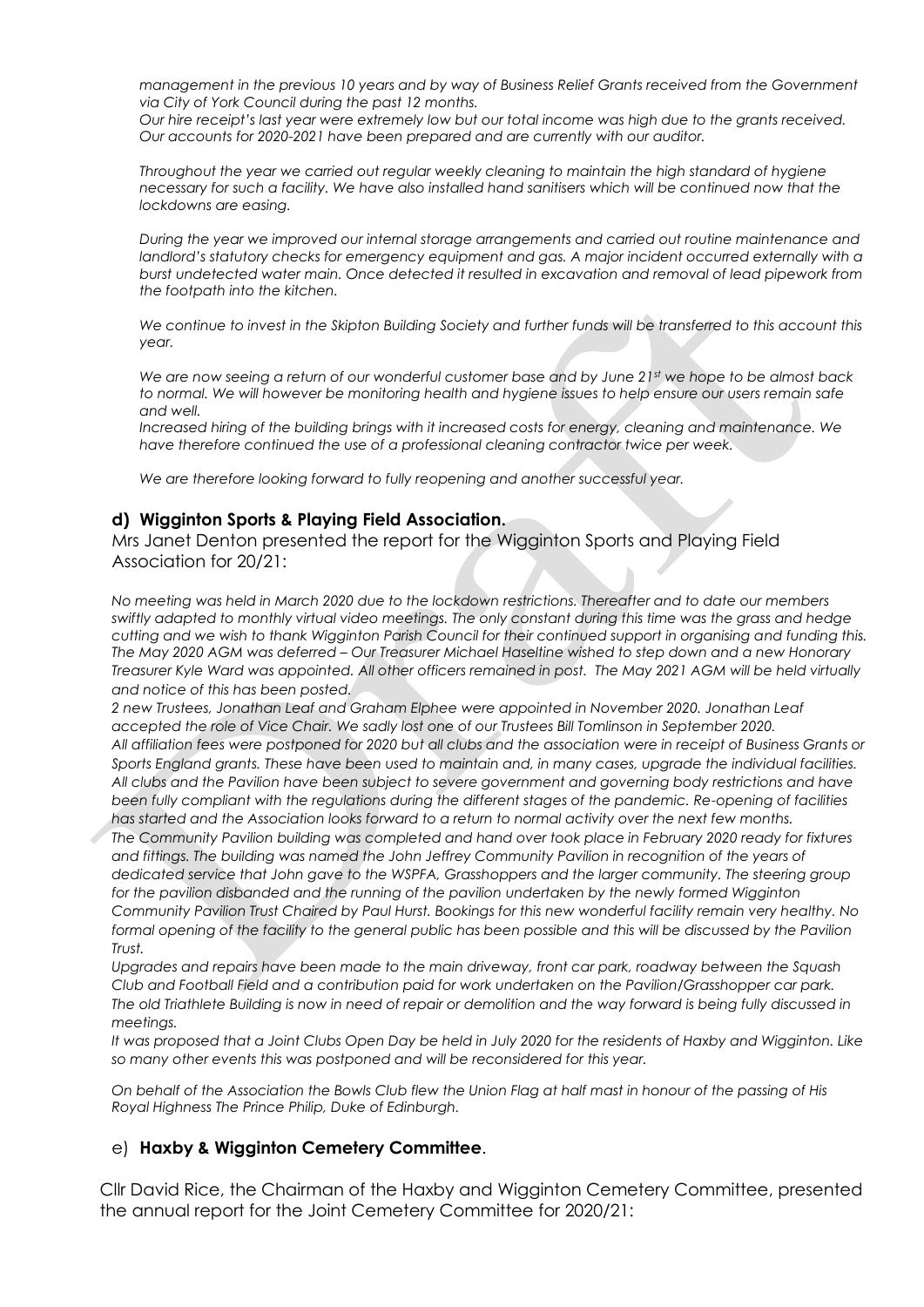*management in the previous 10 years and by way of Business Relief Grants received from the Government via City of York Council during the past 12 months.*
*Our hire receipt's last year were extremely low but our total income was high due to the grants received. Our accounts for 2020-2021 have been prepared and are currently with our auditor.*

*Throughout the year we carried out regular weekly cleaning to maintain the high standard of hygiene necessary for such a facility. We have also installed hand sanitisers which will be continued now that the lockdowns are easing.*

*During the year we improved our internal storage arrangements and carried out routine maintenance and landlord's statutory checks for emergency equipment and gas. A major incident occurred externally with a burst undetected water main. Once detected it resulted in excavation and removal of lead pipework from the footpath into the kitchen.*

*We continue to invest in the Skipton Building Society and further funds will be transferred to this account this year.*

*We are now seeing a return of our wonderful customer base and by June 21st we hope to be almost back to normal. We will however be monitoring health and hygiene issues to help ensure our users remain safe and well.*
*Increased hiring of the building brings with it increased costs for energy, cleaning and maintenance. We have therefore continued the use of a professional cleaning contractor twice per week.*

*We are therefore looking forward to fully reopening and another successful year.*

### d) Wigginton Sports & Playing Field Association.

Mrs Janet Denton presented the report for the Wigginton Sports and Playing Field Association for 20/21:

*No meeting was held in March 2020 due to the lockdown restrictions. Thereafter and to date our members swiftly adapted to monthly virtual video meetings. The only constant during this time was the grass and hedge cutting and we wish to thank Wigginton Parish Council for their continued support in organising and funding this. The May 2020 AGM was deferred – Our Treasurer Michael Haseltine wished to step down and a new Honorary Treasurer Kyle Ward was appointed. All other officers remained in post. The May 2021 AGM will be held virtually and notice of this has been posted.*
*2 new Trustees, Jonathan Leaf and Graham Elphee were appointed in November 2020. Jonathan Leaf accepted the role of Vice Chair. We sadly lost one of our Trustees Bill Tomlinson in September 2020.*
*All affiliation fees were postponed for 2020 but all clubs and the association were in receipt of Business Grants or Sports England grants. These have been used to maintain and, in many cases, upgrade the individual facilities. All clubs and the Pavilion have been subject to severe government and governing body restrictions and have been fully compliant with the regulations during the different stages of the pandemic. Re-opening of facilities has started and the Association looks forward to a return to normal activity over the next few months.*
*The Community Pavilion building was completed and hand over took place in February 2020 ready for fixtures and fittings. The building was named the John Jeffrey Community Pavilion in recognition of the years of dedicated service that John gave to the WSPFA, Grasshoppers and the larger community. The steering group for the pavilion disbanded and the running of the pavilion undertaken by the newly formed Wigginton Community Pavilion Trust Chaired by Paul Hurst. Bookings for this new wonderful facility remain very healthy. No formal opening of the facility to the general public has been possible and this will be discussed by the Pavilion Trust.*
*Upgrades and repairs have been made to the main driveway, front car park, roadway between the Squash Club and Football Field and a contribution paid for work undertaken on the Pavilion/Grasshopper car park. The old Triathlete Building is now in need of repair or demolition and the way forward is being fully discussed in meetings.*
*It was proposed that a Joint Clubs Open Day be held in July 2020 for the residents of Haxby and Wigginton. Like so many other events this was postponed and will be reconsidered for this year.*

*On behalf of the Association the Bowls Club flew the Union Flag at half mast in honour of the passing of His Royal Highness The Prince Philip, Duke of Edinburgh.*

### e) Haxby & Wigginton Cemetery Committee.

Cllr David Rice, the Chairman of the Haxby and Wigginton Cemetery Committee, presented the annual report for the Joint Cemetery Committee for 2020/21: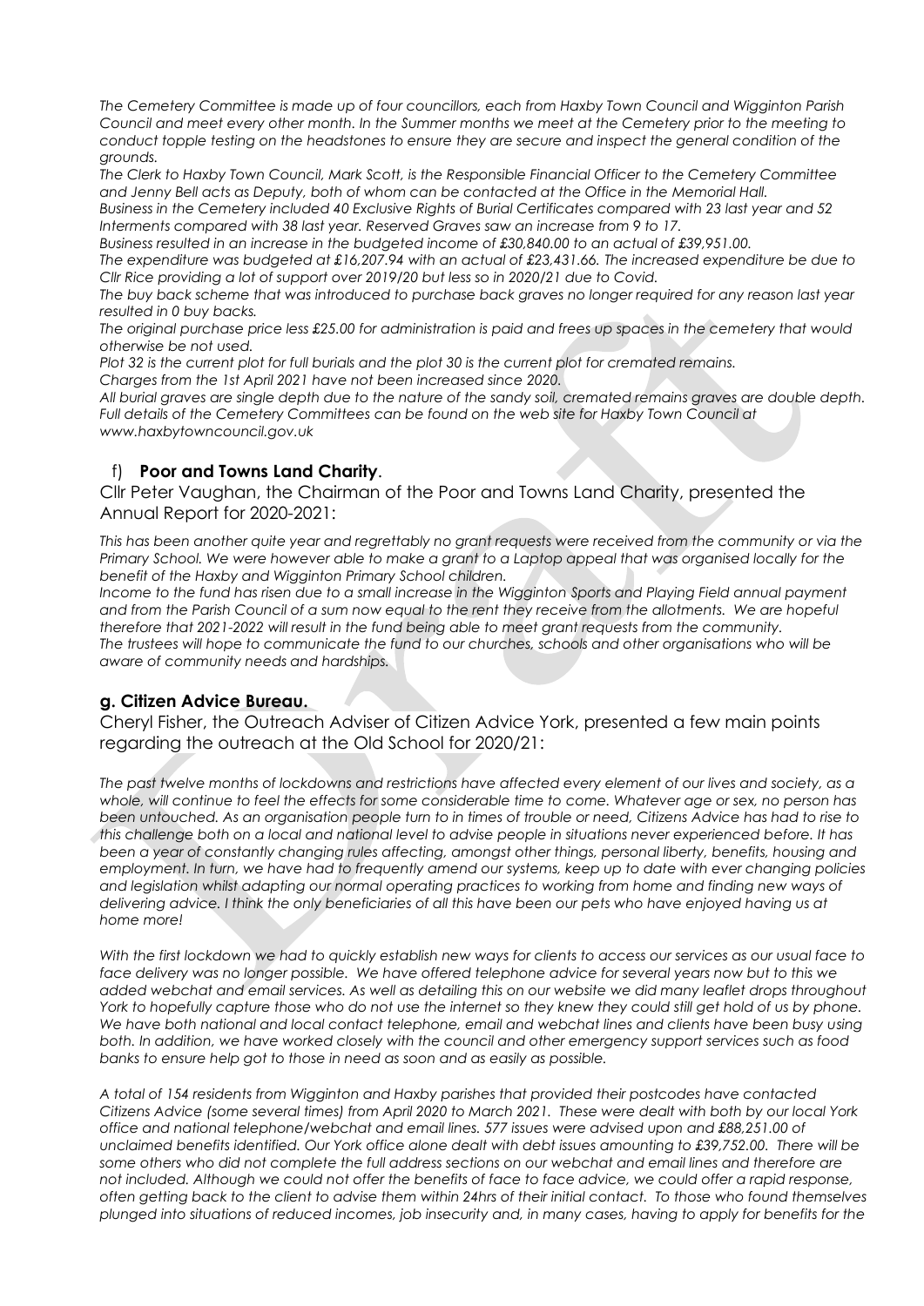*The Cemetery Committee is made up of four councillors, each from Haxby Town Council and Wigginton Parish Council and meet every other month. In the Summer months we meet at the Cemetery prior to the meeting to conduct topple testing on the headstones to ensure they are secure and inspect the general condition of the grounds.*

*The Clerk to Haxby Town Council, Mark Scott, is the Responsible Financial Officer to the Cemetery Committee and Jenny Bell acts as Deputy, both of whom can be contacted at the Office in the Memorial Hall.*

*Business in the Cemetery included 40 Exclusive Rights of Burial Certificates compared with 23 last year and 52 Interments compared with 38 last year. Reserved Graves saw an increase from 9 to 17.*

*Business resulted in an increase in the budgeted income of £30,840.00 to an actual of £39,951.00.*

*The expenditure was budgeted at £16,207.94 with an actual of £23,431.66. The increased expenditure be due to Cllr Rice providing a lot of support over 2019/20 but less so in 2020/21 due to Covid.*

*The buy back scheme that was introduced to purchase back graves no longer required for any reason last year resulted in 0 buy backs.*

*The original purchase price less £25.00 for administration is paid and frees up spaces in the cemetery that would otherwise be not used.*

*Plot 32 is the current plot for full burials and the plot 30 is the current plot for cremated remains.*

*Charges from the 1st April 2021 have not been increased since 2020.*

*All burial graves are single depth due to the nature of the sandy soil, cremated remains graves are double depth. Full details of the Cemetery Committees can be found on the web site for Haxby Town Council at www.haxbytowncouncil.gov.uk*

## f) **Poor and Towns Land Charity**.

Cllr Peter Vaughan, the Chairman of the Poor and Towns Land Charity, presented the Annual Report for 2020-2021:

*This has been another quite year and regrettably no grant requests were received from the community or via the Primary School. We were however able to make a grant to a Laptop appeal that was organised locally for the benefit of the Haxby and Wigginton Primary School children.*

*Income to the fund has risen due to a small increase in the Wigginton Sports and Playing Field annual payment and from the Parish Council of a sum now equal to the rent they receive from the allotments. We are hopeful therefore that 2021-2022 will result in the fund being able to meet grant requests from the community.*

*The trustees will hope to communicate the fund to our churches, schools and other organisations who will be aware of community needs and hardships.*

## **g. Citizen Advice Bureau.**

Cheryl Fisher, the Outreach Adviser of Citizen Advice York, presented a few main points regarding the outreach at the Old School for 2020/21:

*The past twelve months of lockdowns and restrictions have affected every element of our lives and society, as a whole, will continue to feel the effects for some considerable time to come. Whatever age or sex, no person has been untouched. As an organisation people turn to in times of trouble or need, Citizens Advice has had to rise to this challenge both on a local and national level to advise people in situations never experienced before. It has been a year of constantly changing rules affecting, amongst other things, personal liberty, benefits, housing and employment. In turn, we have had to frequently amend our systems, keep up to date with ever changing policies and legislation whilst adapting our normal operating practices to working from home and finding new ways of delivering advice. I think the only beneficiaries of all this have been our pets who have enjoyed having us at home more!*

*With the first lockdown we had to quickly establish new ways for clients to access our services as our usual face to face delivery was no longer possible. We have offered telephone advice for several years now but to this we added webchat and email services. As well as detailing this on our website we did many leaflet drops throughout York to hopefully capture those who do not use the internet so they knew they could still get hold of us by phone. We have both national and local contact telephone, email and webchat lines and clients have been busy using both. In addition, we have worked closely with the council and other emergency support services such as food banks to ensure help got to those in need as soon and as easily as possible.*

*A total of 154 residents from Wigginton and Haxby parishes that provided their postcodes have contacted Citizens Advice (some several times) from April 2020 to March 2021. These were dealt with both by our local York office and national telephone/webchat and email lines. 577 issues were advised upon and £88,251.00 of unclaimed benefits identified. Our York office alone dealt with debt issues amounting to £39,752.00. There will be some others who did not complete the full address sections on our webchat and email lines and therefore are not included. Although we could not offer the benefits of face to face advice, we could offer a rapid response, often getting back to the client to advise them within 24hrs of their initial contact. To those who found themselves plunged into situations of reduced incomes, job insecurity and, in many cases, having to apply for benefits for the*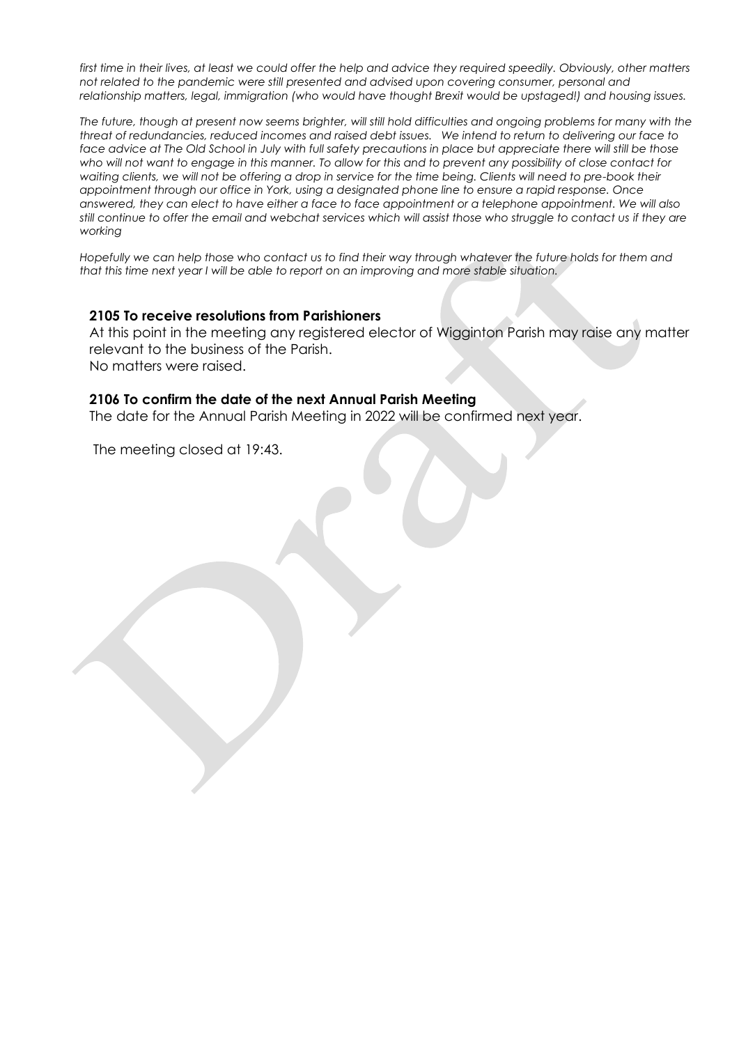*first time in their lives, at least we could offer the help and advice they required speedily. Obviously, other matters not related to the pandemic were still presented and advised upon covering consumer, personal and relationship matters, legal, immigration (who would have thought Brexit would be upstaged!) and housing issues.*

*The future, though at present now seems brighter, will still hold difficulties and ongoing problems for many with the threat of redundancies, reduced incomes and raised debt issues. We intend to return to delivering our face to face advice at The Old School in July with full safety precautions in place but appreciate there will still be those who will not want to engage in this manner. To allow for this and to prevent any possibility of close contact for waiting clients, we will not be offering a drop in service for the time being. Clients will need to pre-book their appointment through our office in York, using a designated phone line to ensure a rapid response. Once answered, they can elect to have either a face to face appointment or a telephone appointment. We will also still continue to offer the email and webchat services which will assist those who struggle to contact us if they are working*

*Hopefully we can help those who contact us to find their way through whatever the future holds for them and that this time next year I will be able to report on an improving and more stable situation.*

**2105 To receive resolutions from Parishioners**

At this point in the meeting any registered elector of Wigginton Parish may raise any matter relevant to the business of the Parish.
No matters were raised.

**2106 To confirm the date of the next Annual Parish Meeting**

The date for the Annual Parish Meeting in 2022 will be confirmed next year.

The meeting closed at 19:43.